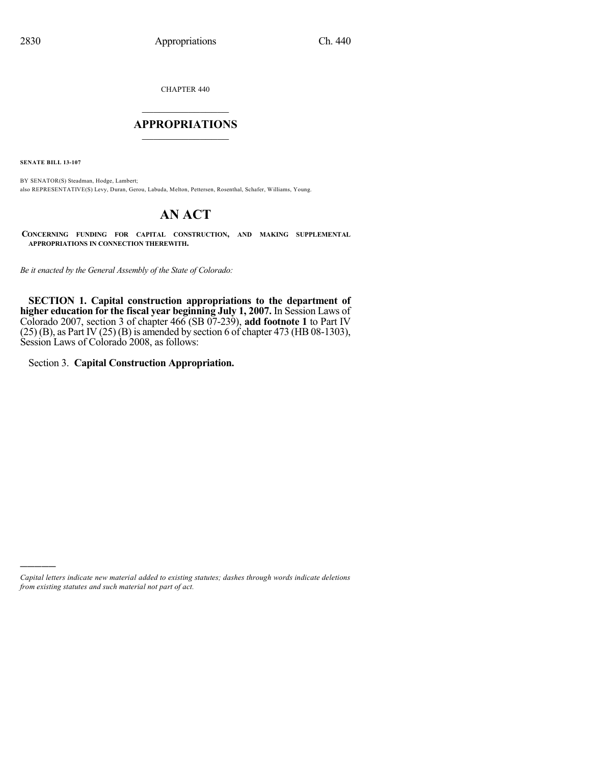CHAPTER 440

# APPROPRIATIONS

**SENATE BILL 13-107**

BY SENATOR(S) Steadman, Hodge, Lambert;
also REPRESENTATIVE(S) Levy, Duran, Gerou, Labuda, Melton, Pettersen, Rosenthal, Schafer, Williams, Young.

# AN ACT

**CONCERNING FUNDING FOR CAPITAL CONSTRUCTION, AND MAKING SUPPLEMENTAL APPROPRIATIONS IN CONNECTION THEREWITH.**

*Be it enacted by the General Assembly of the State of Colorado:*

**SECTION 1. Capital construction appropriations to the department of higher education for the fiscal year beginning July 1, 2007.** In Session Laws of Colorado 2007, section 3 of chapter 466 (SB 07-239), **add footnote 1** to Part IV (25) (B), as Part IV (25) (B) is amended by section 6 of chapter 473 (HB 08-1303), Session Laws of Colorado 2008, as follows:

Section 3. **Capital Construction Appropriation.**

---

*Capital letters indicate new material added to existing statutes; dashes through words indicate deletions from existing statutes and such material not part of act.*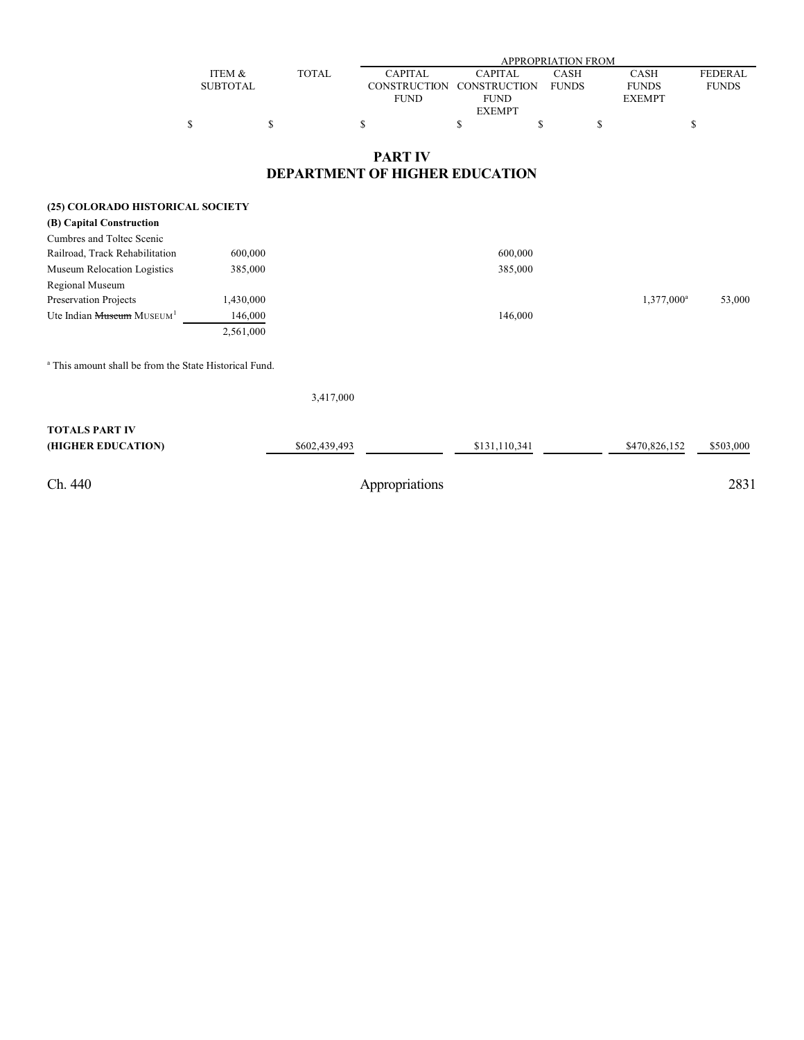| | ITEM & SUBTOTAL | TOTAL | APPROPRIATION FROM CAPITAL CONSTRUCTION FUND | CAPITAL CONSTRUCTION FUND EXEMPT | CASH FUNDS | CASH FUNDS EXEMPT | FEDERAL FUNDS |
|---|---|---|---|---|---|---|---|
| | $ | $ | $ | $ | $ | $ | $ |

# PART IV
# DEPARTMENT OF HIGHER EDUCATION

| | ITEM & SUBTOTAL | TOTAL | CAPITAL CONSTRUCTION FUND | CAPITAL CONSTRUCTION FUND EXEMPT | CASH FUNDS | CASH FUNDS EXEMPT | FEDERAL FUNDS |
|---|---|---|---|---|---|---|---|
| **(25) COLORADO HISTORICAL SOCIETY** | | | | | | | |
| **(B) Capital Construction** | | | | | | | |
| Cumbres and Toltec Scenic Railroad, Track Rehabilitation | 600,000 | | | 600,000 | | | |
| Museum Relocation Logistics | 385,000 | | | 385,000 | | | |
| Regional Museum Preservation Projects | 1,430,000 | | | | | 1,377,000[a] | 53,000 |
| Ute Indian ~~Museum~~ MUSEUM[1] | 146,000 | | | 146,000 | | | |
| | 2,561,000 | | | | | | |

[a] This amount shall be from the State Historical Fund.

| | ITEM & SUBTOTAL | TOTAL | CAPITAL CONSTRUCTION FUND | CAPITAL CONSTRUCTION FUND EXEMPT | CASH FUNDS | CASH FUNDS EXEMPT | FEDERAL FUNDS |
|---|---|---|---|---|---|---|---|
| | | 3,417,000 | | | | | |
| **TOTALS PART IV (HIGHER EDUCATION)** | | $602,439,493 | | $131,110,341 | | $470,826,152 | $503,000 |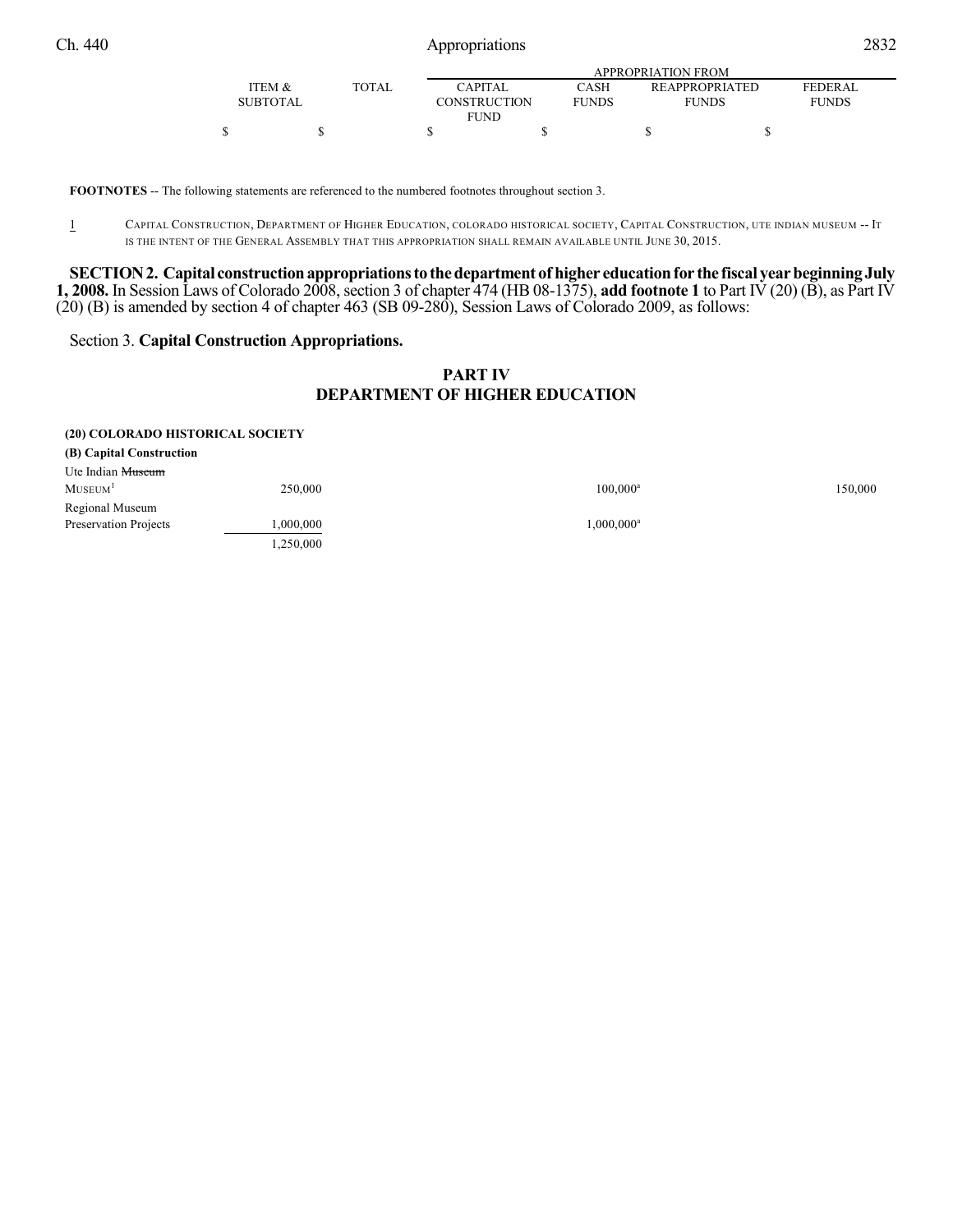| | ITEM & SUBTOTAL | TOTAL | APPROPRIATION FROM CAPITAL CONSTRUCTION FUND | CASH FUNDS | REAPPROPRIATED FUNDS | FEDERAL FUNDS |
|---|---|---|---|---|---|---|
| | $ | $ | $ | $ | $ | $ |

**FOOTNOTES** -- The following statements are referenced to the numbered footnotes throughout section 3.

1 CAPITAL CONSTRUCTION, DEPARTMENT OF HIGHER EDUCATION, COLORADO HISTORICAL SOCIETY, CAPITAL CONSTRUCTION, UTE INDIAN MUSEUM -- IT IS THE INTENT OF THE GENERAL ASSEMBLY THAT THIS APPROPRIATION SHALL REMAIN AVAILABLE UNTIL JUNE 30, 2015.

**SECTION 2. Capital construction appropriations to the department of higher education for the fiscal year beginning July 1, 2008.** In Session Laws of Colorado 2008, section 3 of chapter 474 (HB 08-1375), **add footnote 1** to Part IV (20) (B), as Part IV (20) (B) is amended by section 4 of chapter 463 (SB 09-280), Session Laws of Colorado 2009, as follows:

Section 3. **Capital Construction Appropriations.**

## PART IV
## DEPARTMENT OF HIGHER EDUCATION

**(20) COLORADO HISTORICAL SOCIETY**

**(B) Capital Construction**

| | ITEM & SUBTOTAL | TOTAL | CAPITAL CONSTRUCTION FUND | CASH FUNDS | REAPPROPRIATED FUNDS | FEDERAL FUNDS |
|---|---|---|---|---|---|---|
| Ute Indian ~~Museum~~ MUSEUM[1] | 250,000 | | | 100,000[a] | | 150,000 |
| Regional Museum Preservation Projects | 1,000,000 | | | 1,000,000[a] | | |
| | 1,250,000 | | | | | |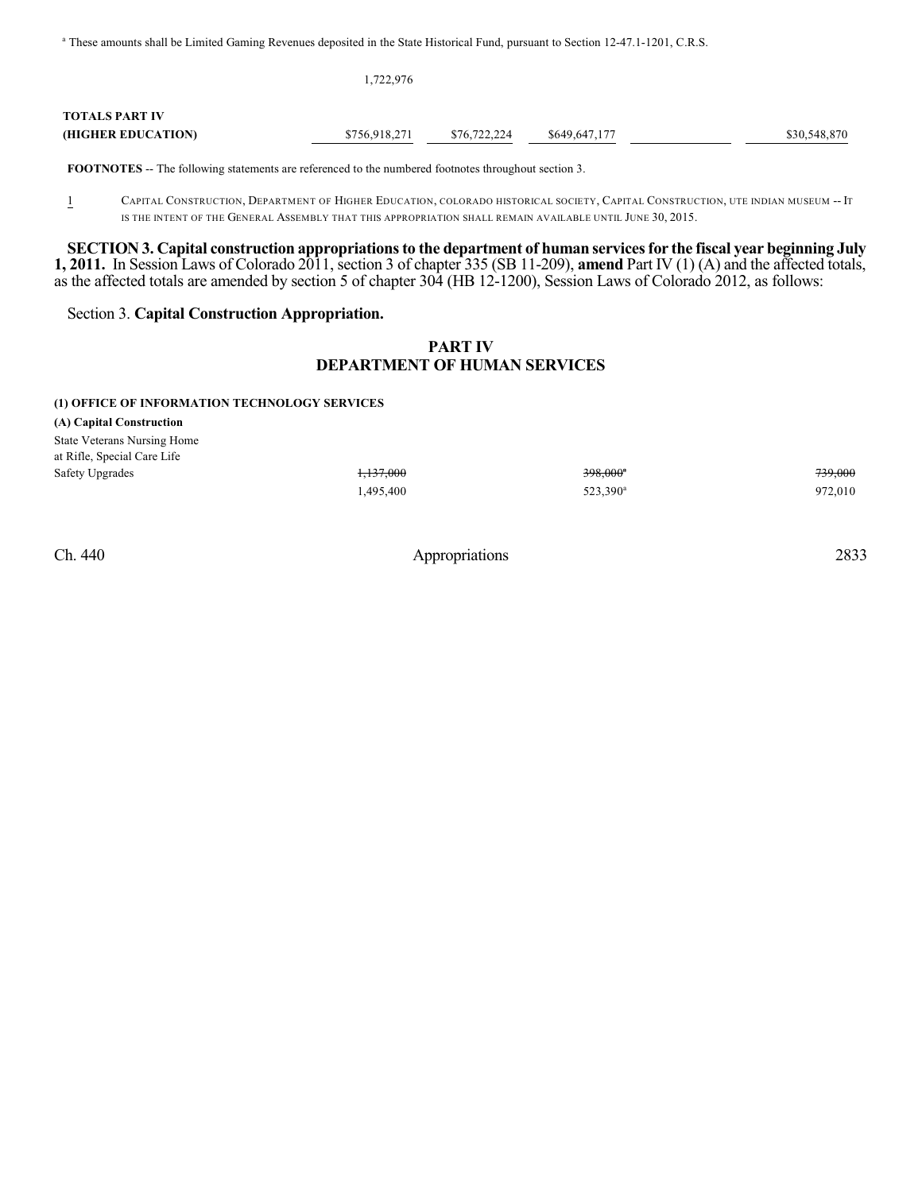[a] These amounts shall be Limited Gaming Revenues deposited in the State Historical Fund, pursuant to Section 12-47.1-1201, C.R.S.

1,722,976

| | | | | | |
|---|---|---|---|---|---|
| **TOTALS PART IV (HIGHER EDUCATION)** | $756,918,271 | $76,722,224 | $649,647,177 | | $30,548,870 |

**FOOTNOTES** -- The following statements are referenced to the numbered footnotes throughout section 3.

1 CAPITAL CONSTRUCTION, DEPARTMENT OF HIGHER EDUCATION, COLORADO HISTORICAL SOCIETY, CAPITAL CONSTRUCTION, UTE INDIAN MUSEUM -- IT IS THE INTENT OF THE GENERAL ASSEMBLY THAT THIS APPROPRIATION SHALL REMAIN AVAILABLE UNTIL JUNE 30, 2015.

**SECTION 3. Capital construction appropriations to the department of human services for the fiscal year beginning July 1, 2011.** In Session Laws of Colorado 2011, section 3 of chapter 335 (SB 11-209), **amend** Part IV (1) (A) and the affected totals, as the affected totals are amended by section 5 of chapter 304 (HB 12-1200), Session Laws of Colorado 2012, as follows:

Section 3. **Capital Construction Appropriation.**

## PART IV
## DEPARTMENT OF HUMAN SERVICES

**(1) OFFICE OF INFORMATION TECHNOLOGY SERVICES**

**(A) Capital Construction**

| | | | |
|---|---|---|---|
| State Veterans Nursing Home at Rifle, Special Care Life Safety Upgrades | ~~1,137,000~~ | ~~398,000~~[a] | ~~739,000~~ |
| | 1,495,400 | 523,390[a] | 972,010 |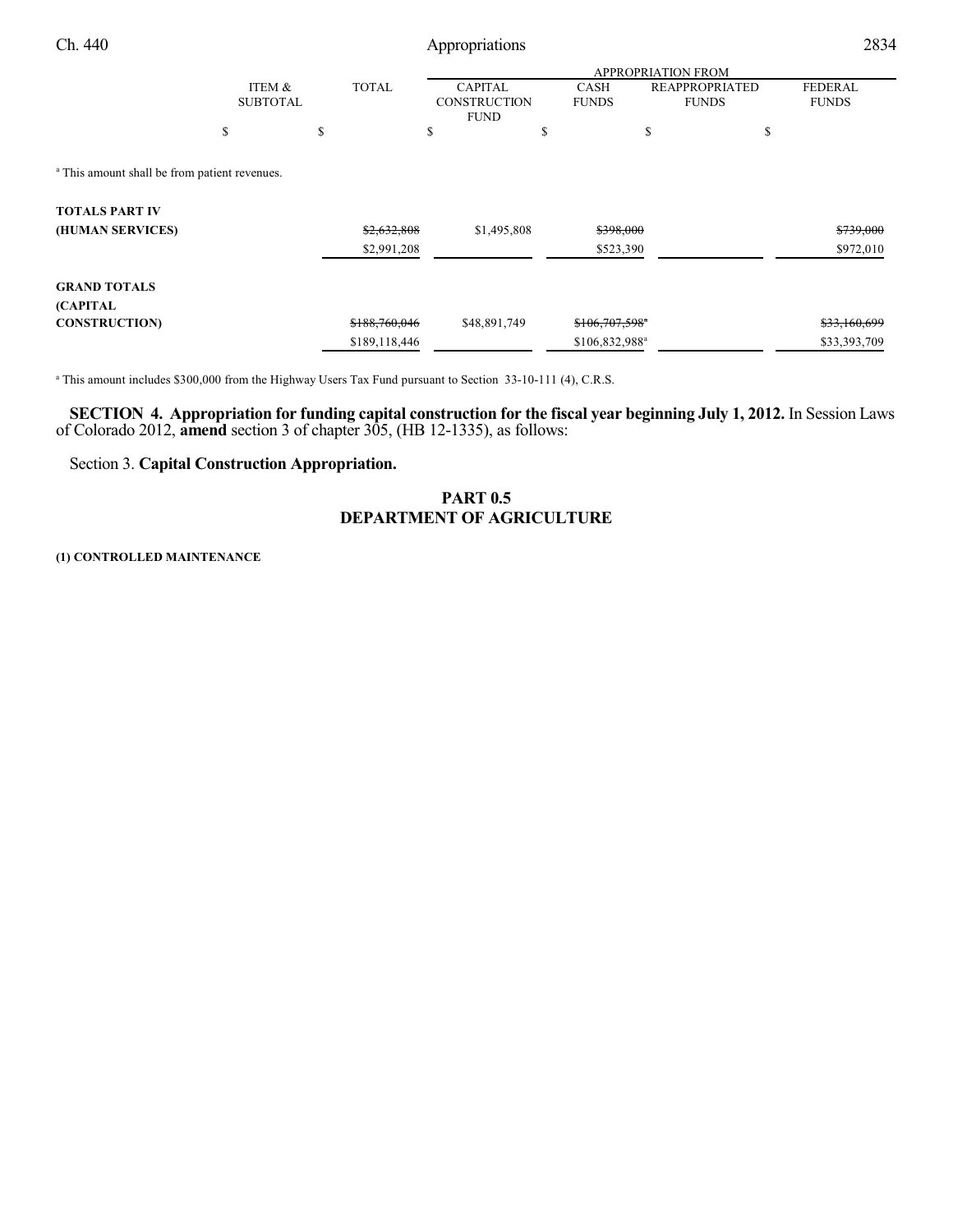| | ITEM & SUBTOTAL | TOTAL | APPROPRIATION FROM CAPITAL CONSTRUCTION FUND | CASH FUNDS | REAPPROPRIATED FUNDS | FEDERAL FUNDS |
|---|---|---|---|---|---|---|
| | $ | $ | $ | $ | $ | $ |

[a] This amount shall be from patient revenues.

| | ITEM & SUBTOTAL | TOTAL | CAPITAL CONSTRUCTION FUND | CASH FUNDS | REAPPROPRIATED FUNDS | FEDERAL FUNDS |
|---|---|---|---|---|---|---|
| **TOTALS PART IV (HUMAN SERVICES)** | | ~~$2,632,808~~ | $1,495,808 | ~~$398,000~~ | | ~~$739,000~~ |
| | | $2,991,208 | | $523,390 | | $972,010 |
| **GRAND TOTALS (CAPITAL CONSTRUCTION)** | | ~~$188,760,046~~ | $48,891,749 | ~~$106,707,598~~[a] | | ~~$33,160,699~~ |
| | | $189,118,446 | | $106,832,988[a] | | $33,393,709 |

[a] This amount includes $300,000 from the Highway Users Tax Fund pursuant to Section 33-10-111 (4), C.R.S.

**SECTION 4. Appropriation for funding capital construction for the fiscal year beginning July 1, 2012.** In Session Laws of Colorado 2012, **amend** section 3 of chapter 305, (HB 12-1335), as follows:

Section 3. **Capital Construction Appropriation.**

## PART 0.5
## DEPARTMENT OF AGRICULTURE

**(1) CONTROLLED MAINTENANCE**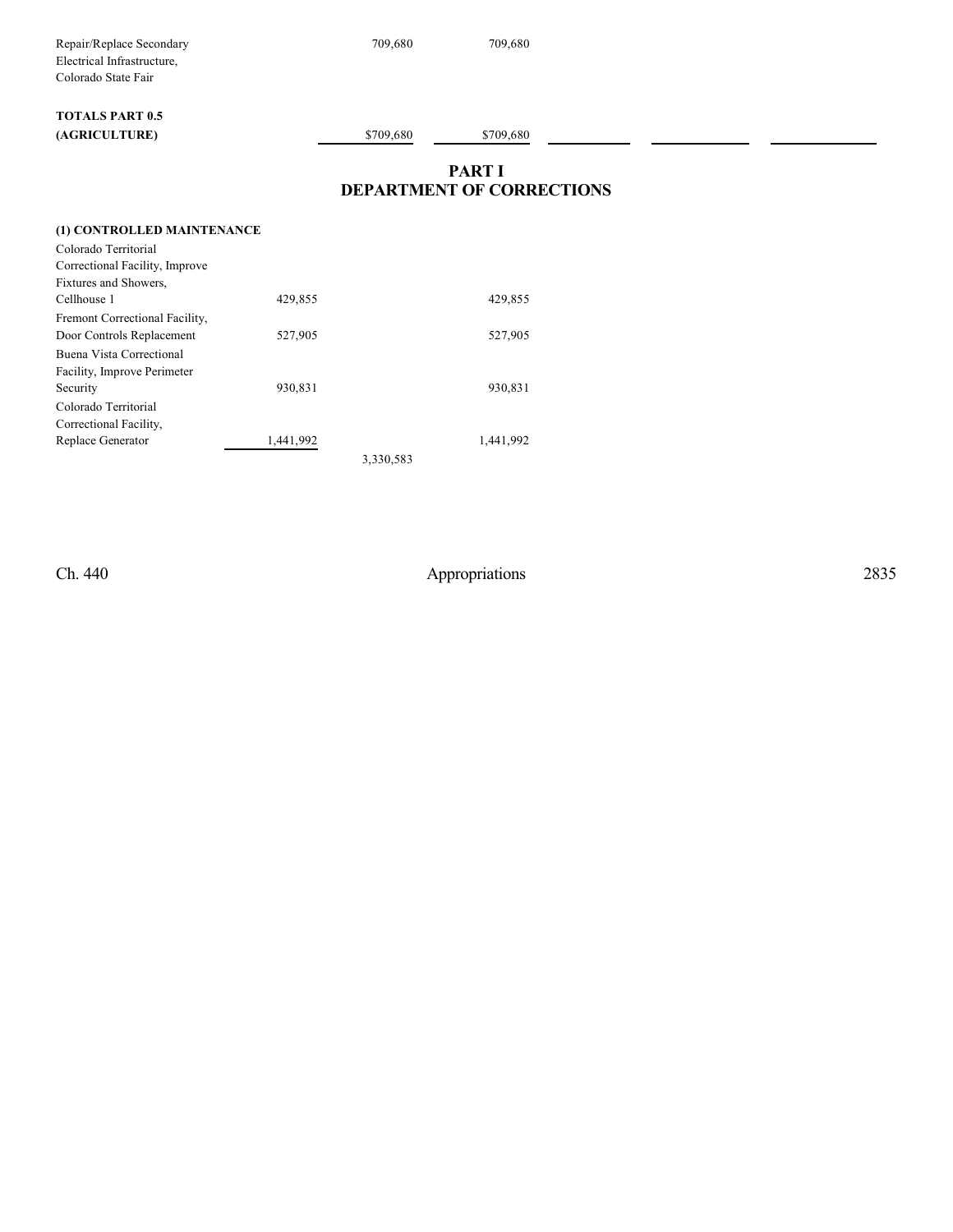| | | | | | | |
|---|---|---|---|---|---|---|
| Repair/Replace Secondary Electrical Infrastructure, Colorado State Fair | | 709,680 | 709,680 | | | |
| | | | | | | |
| **TOTALS PART 0.5 (AGRICULTURE)** | | $709,680 | $709,680 | | | |

## PART I
## DEPARTMENT OF CORRECTIONS

| | | | | | | |
|---|---|---|---|---|---|---|
| **(1) CONTROLLED MAINTENANCE** | | | | | | |
| Colorado Territorial Correctional Facility, Improve Fixtures and Showers, Cellhouse 1 | 429,855 | | 429,855 | | | |
| Fremont Correctional Facility, Door Controls Replacement | 527,905 | | 527,905 | | | |
| Buena Vista Correctional Facility, Improve Perimeter Security | 930,831 | | 930,831 | | | |
| Colorado Territorial Correctional Facility, Replace Generator | 1,441,992 | | 1,441,992 | | | |
| | | 3,330,583 | | | | |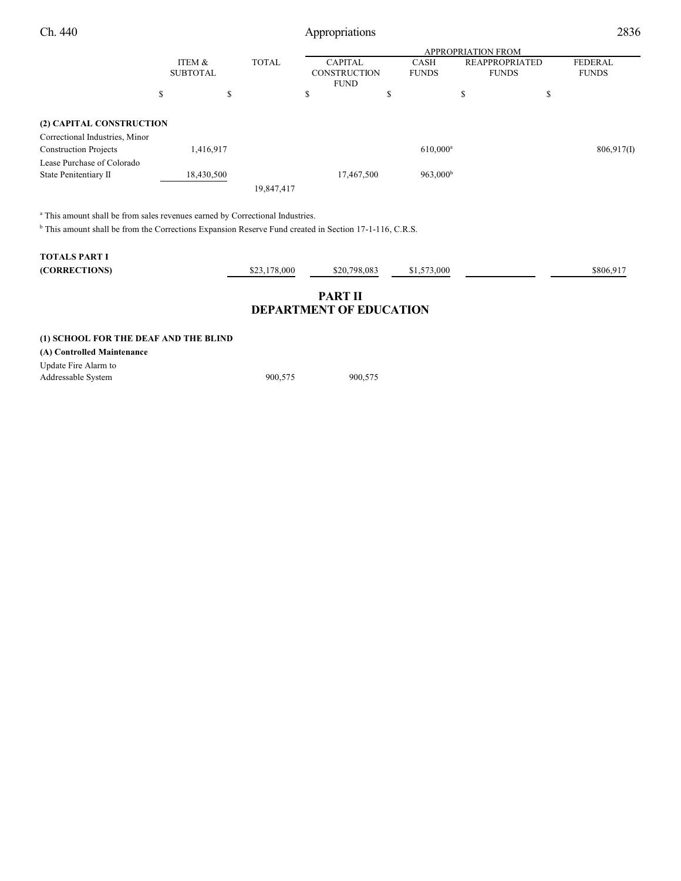| | ITEM & SUBTOTAL | TOTAL | APPROPRIATION FROM | | | |
|---|---|---|---|---|---|---|
| | | | CAPITAL CONSTRUCTION FUND | CASH FUNDS | REAPPROPRIATED FUNDS | FEDERAL FUNDS |
| | $ | $ | $ | $ | $ | $ |
| **(2) CAPITAL CONSTRUCTION** | | | | | | |
| Correctional Industries, Minor Construction Projects | 1,416,917 | | | 610,000[a] | | 806,917(I) |
| Lease Purchase of Colorado State Penitentiary II | 18,430,500 | | 17,467,500 | 963,000[b] | | |
| | | 19,847,417 | | | | |

[a] This amount shall be from sales revenues earned by Correctional Industries.

[b] This amount shall be from the Corrections Expansion Reserve Fund created in Section 17-1-116, C.R.S.

| | | TOTAL | CAPITAL CONSTRUCTION FUND | CASH FUNDS | REAPPROPRIATED FUNDS | FEDERAL FUNDS |
|---|---|---|---|---|---|---|
| **TOTALS PART I (CORRECTIONS)** | | $23,178,000 | $20,798,083 | $1,573,000 | | $806,917 |

## PART II
## DEPARTMENT OF EDUCATION

**(1) SCHOOL FOR THE DEAF AND THE BLIND**

**(A) Controlled Maintenance**

| | ITEM & SUBTOTAL | TOTAL | CAPITAL CONSTRUCTION FUND | CASH FUNDS | REAPPROPRIATED FUNDS | FEDERAL FUNDS |
|---|---|---|---|---|---|---|
| Update Fire Alarm to Addressable System | | 900,575 | 900,575 | | | |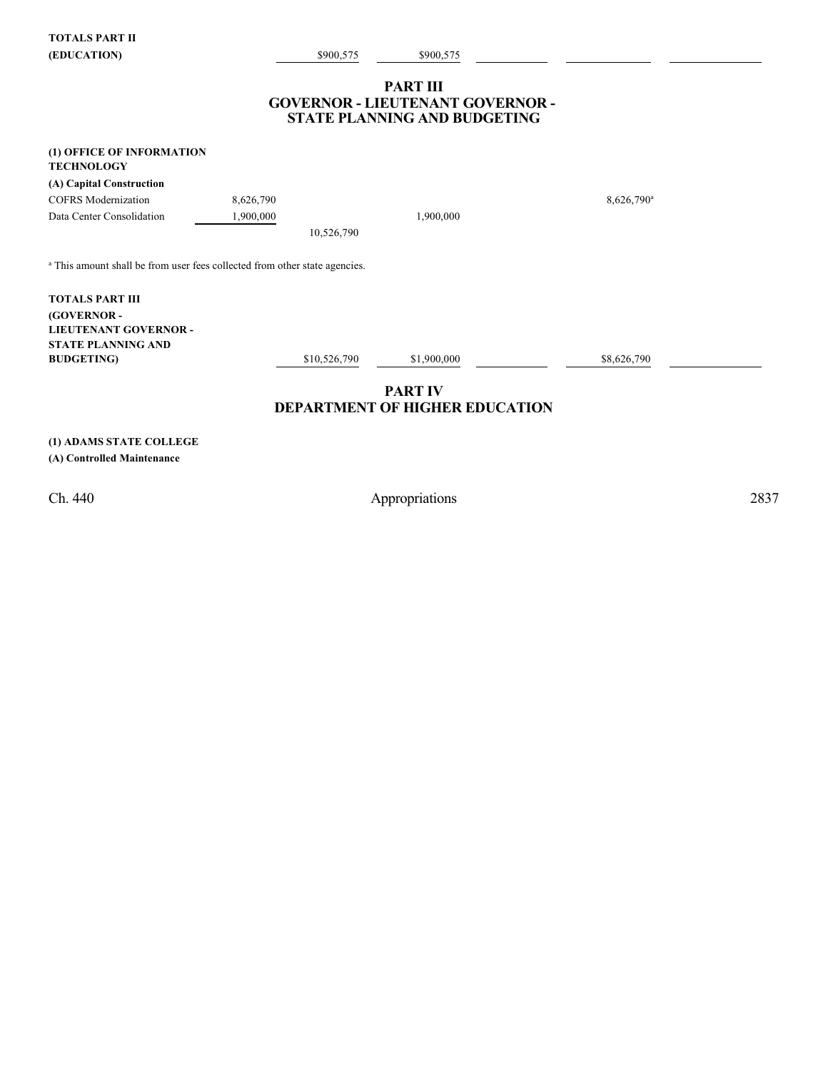| | | | | | | |
|---|---|---|---|---|---|---|
| **TOTALS PART II (EDUCATION)** | | $900,575 | $900,575 | | | |

## PART III
## GOVERNOR - LIEUTENANT GOVERNOR - STATE PLANNING AND BUDGETING

**(1) OFFICE OF INFORMATION TECHNOLOGY**

**(A) Capital Construction**

| | | | | | | |
|---|---|---|---|---|---|---|
| COFRS Modernization | 8,626,790 | | | | 8,626,790[a] | |
| Data Center Consolidation | 1,900,000 | | 1,900,000 | | | |
| | | 10,526,790 | | | | |

[a] This amount shall be from user fees collected from other state agencies.

| | | | | | | |
|---|---|---|---|---|---|---|
| **TOTALS PART III (GOVERNOR - LIEUTENANT GOVERNOR - STATE PLANNING AND BUDGETING)** | | $10,526,790 | $1,900,000 | | $8,626,790 | |

## PART IV
## DEPARTMENT OF HIGHER EDUCATION

**(1) ADAMS STATE COLLEGE**

**(A) Controlled Maintenance**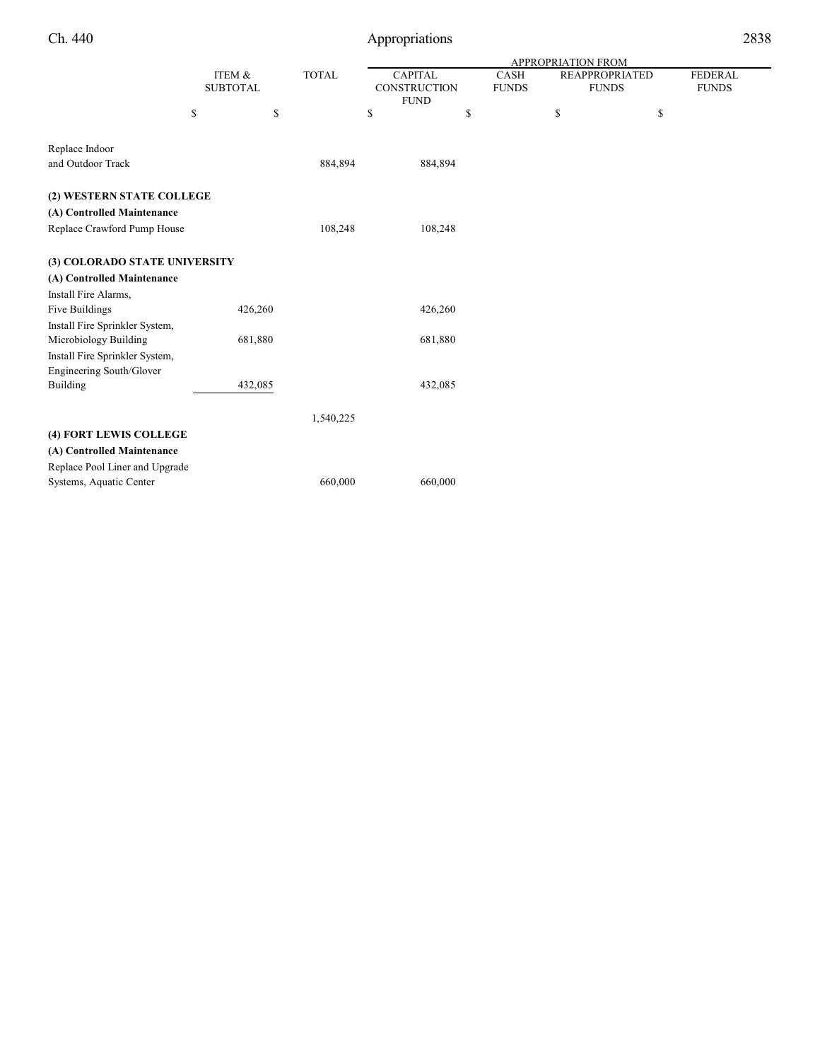| | ITEM & SUBTOTAL | TOTAL | APPROPRIATION FROM CAPITAL CONSTRUCTION FUND | CASH FUNDS | REAPPROPRIATED FUNDS | FEDERAL FUNDS |
|---|---|---|---|---|---|---|
| | $ | $ | $ | $ | $ | $ |
| Replace Indoor and Outdoor Track | | 884,894 | 884,894 | | | |
| **(2) WESTERN STATE COLLEGE** | | | | | | |
| **(A) Controlled Maintenance** | | | | | | |
| Replace Crawford Pump House | | 108,248 | 108,248 | | | |
| **(3) COLORADO STATE UNIVERSITY** | | | | | | |
| **(A) Controlled Maintenance** | | | | | | |
| Install Fire Alarms, Five Buildings | 426,260 | | 426,260 | | | |
| Install Fire Sprinkler System, Microbiology Building | 681,880 | | 681,880 | | | |
| Install Fire Sprinkler System, Engineering South/Glover Building | 432,085 | | 432,085 | | | |
| | | 1,540,225 | | | | |
| **(4) FORT LEWIS COLLEGE** | | | | | | |
| **(A) Controlled Maintenance** | | | | | | |
| Replace Pool Liner and Upgrade Systems, Aquatic Center | | 660,000 | 660,000 | | | |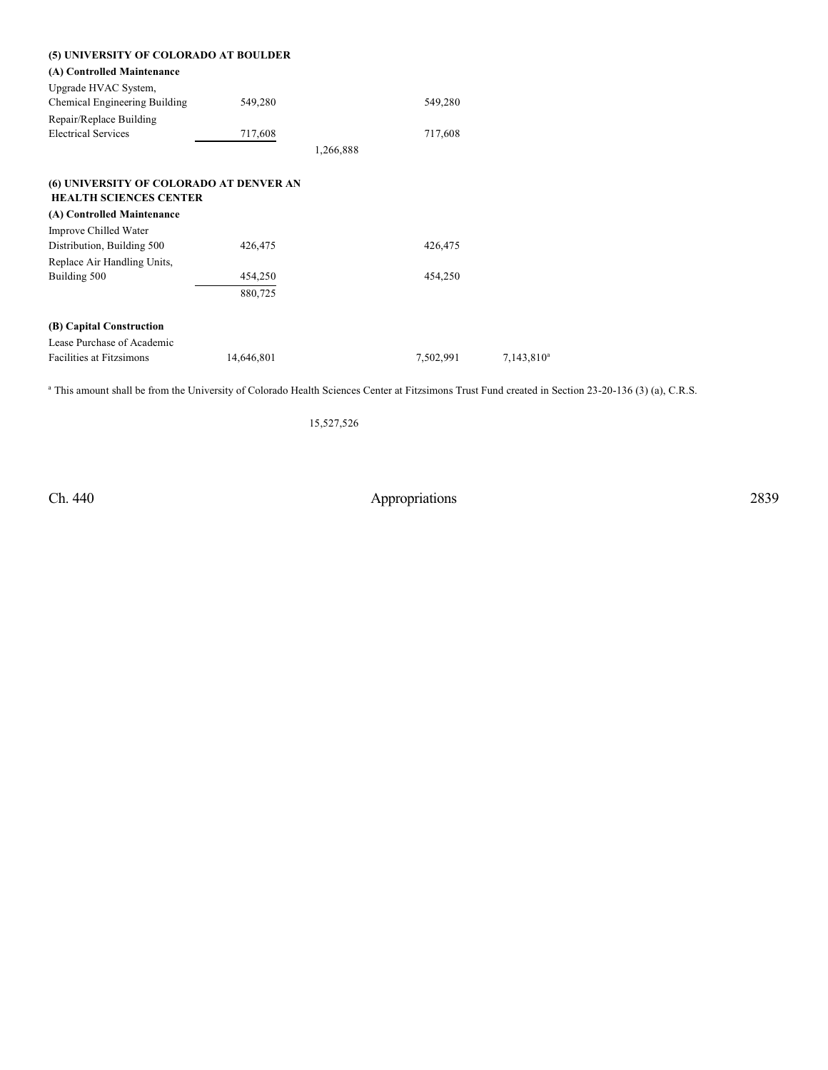| | | | | |
|---|---|---|---|---|
| **(5) UNIVERSITY OF COLORADO AT BOULDER** | | | | |
| **(A) Controlled Maintenance** | | | | |
| Upgrade HVAC System, Chemical Engineering Building | 549,280 | | 549,280 | |
| Repair/Replace Building Electrical Services | 717,608 | | 717,608 | |
| | | 1,266,888 | | |
| **(6) UNIVERSITY OF COLORADO AT DENVER AN HEALTH SCIENCES CENTER** | | | | |
| **(A) Controlled Maintenance** | | | | |
| Improve Chilled Water Distribution, Building 500 | 426,475 | | 426,475 | |
| Replace Air Handling Units, Building 500 | 454,250 | | 454,250 | |
| | 880,725 | | | |
| **(B) Capital Construction** | | | | |
| Lease Purchase of Academic Facilities at Fitzsimons | 14,646,801 | | 7,502,991 | 7,143,810[a] |

[a] This amount shall be from the University of Colorado Health Sciences Center at Fitzsimons Trust Fund created in Section 23-20-136 (3) (a), C.R.S.

15,527,526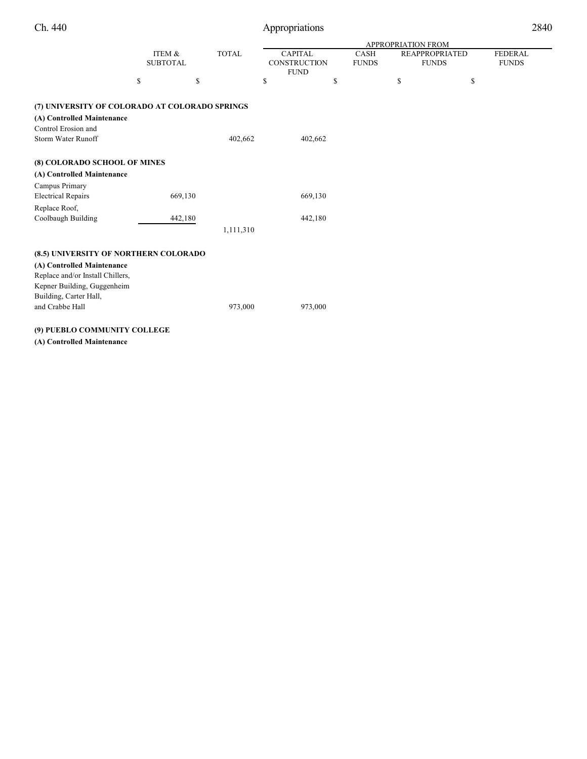| | ITEM & SUBTOTAL | TOTAL | APPROPRIATION FROM | | | |
|---|---|---|---|---|---|---|
| | | | CAPITAL CONSTRUCTION FUND | CASH FUNDS | REAPPROPRIATED FUNDS | FEDERAL FUNDS |
| | $ | $ | $ | $ | $ | $ |
| **(7) UNIVERSITY OF COLORADO AT COLORADO SPRINGS** | | | | | | |
| **(A) Controlled Maintenance** | | | | | | |
| Control Erosion and Storm Water Runoff | | 402,662 | 402,662 | | | |
| **(8) COLORADO SCHOOL OF MINES** | | | | | | |
| **(A) Controlled Maintenance** | | | | | | |
| Campus Primary Electrical Repairs | 669,130 | | 669,130 | | | |
| Replace Roof, Coolbaugh Building | 442,180 | | 442,180 | | | |
| | | 1,111,310 | | | | |
| **(8.5) UNIVERSITY OF NORTHERN COLORADO** | | | | | | |
| **(A) Controlled Maintenance** | | | | | | |
| Replace and/or Install Chillers, Kepner Building, Guggenheim Building, Carter Hall, and Crabbe Hall | | 973,000 | 973,000 | | | |
| **(9) PUEBLO COMMUNITY COLLEGE** | | | | | | |
| **(A) Controlled Maintenance** | | | | | | |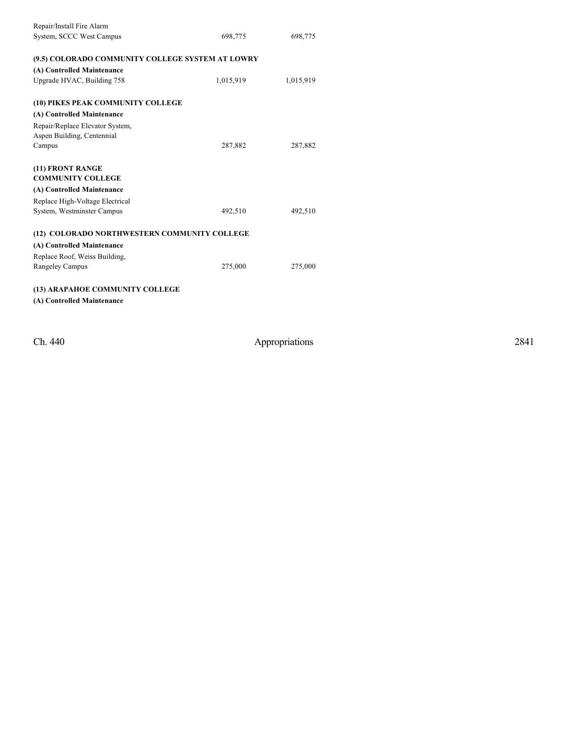| | | |
|---|---|---|
| Repair/Install Fire Alarm System, SCCC West Campus | 698,775 | 698,775 |
| **(9.5) COLORADO COMMUNITY COLLEGE SYSTEM AT LOWRY** | | |
| **(A) Controlled Maintenance** | | |
| Upgrade HVAC, Building 758 | 1,015,919 | 1,015,919 |
| **(10) PIKES PEAK COMMUNITY COLLEGE** | | |
| **(A) Controlled Maintenance** | | |
| Repair/Replace Elevator System, Aspen Building, Centennial Campus | 287,882 | 287,882 |
| **(11) FRONT RANGE COMMUNITY COLLEGE** | | |
| **(A) Controlled Maintenance** | | |
| Replace High-Voltage Electrical System, Westminster Campus | 492,510 | 492,510 |
| **(12) COLORADO NORTHWESTERN COMMUNITY COLLEGE** | | |
| **(A) Controlled Maintenance** | | |
| Replace Roof, Weiss Building, Rangeley Campus | 275,000 | 275,000 |
| **(13) ARAPAHOE COMMUNITY COLLEGE** | | |
| **(A) Controlled Maintenance** | | |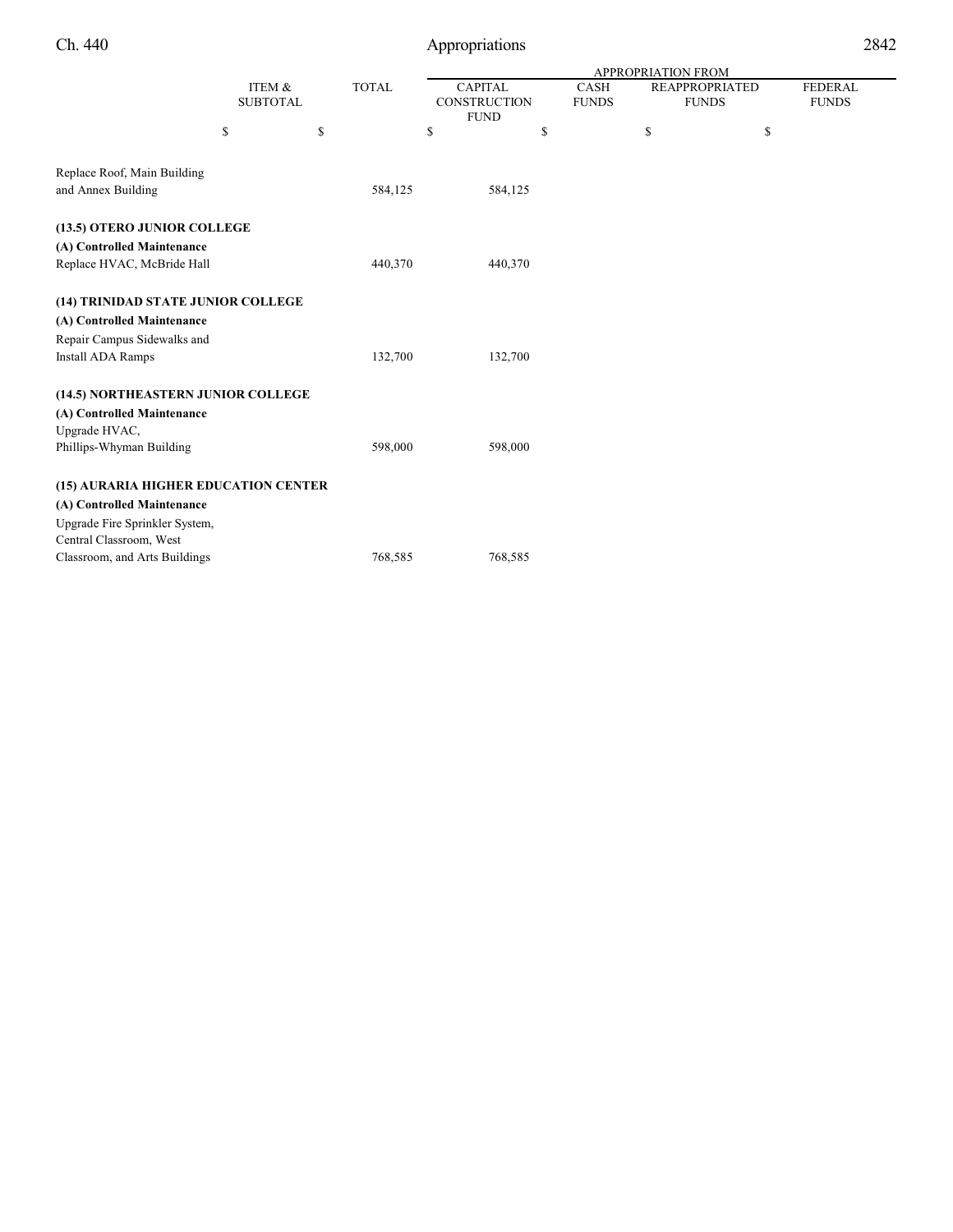| | ITEM & SUBTOTAL | TOTAL | APPROPRIATION FROM CAPITAL CONSTRUCTION FUND | CASH FUNDS | REAPPROPRIATED FUNDS | FEDERAL FUNDS |
|---|---|---|---|---|---|---|
| | $ | $ | $ | $ | $ | $ |
| Replace Roof, Main Building and Annex Building | | 584,125 | 584,125 | | | |
| **(13.5) OTERO JUNIOR COLLEGE** | | | | | | |
| **(A) Controlled Maintenance** | | | | | | |
| Replace HVAC, McBride Hall | | 440,370 | 440,370 | | | |
| **(14) TRINIDAD STATE JUNIOR COLLEGE** | | | | | | |
| **(A) Controlled Maintenance** | | | | | | |
| Repair Campus Sidewalks and Install ADA Ramps | | 132,700 | 132,700 | | | |
| **(14.5) NORTHEASTERN JUNIOR COLLEGE** | | | | | | |
| **(A) Controlled Maintenance** | | | | | | |
| Upgrade HVAC, Phillips-Whyman Building | | 598,000 | 598,000 | | | |
| **(15) AURARIA HIGHER EDUCATION CENTER** | | | | | | |
| **(A) Controlled Maintenance** | | | | | | |
| Upgrade Fire Sprinkler System, Central Classroom, West Classroom, and Arts Buildings | | 768,585 | 768,585 | | | |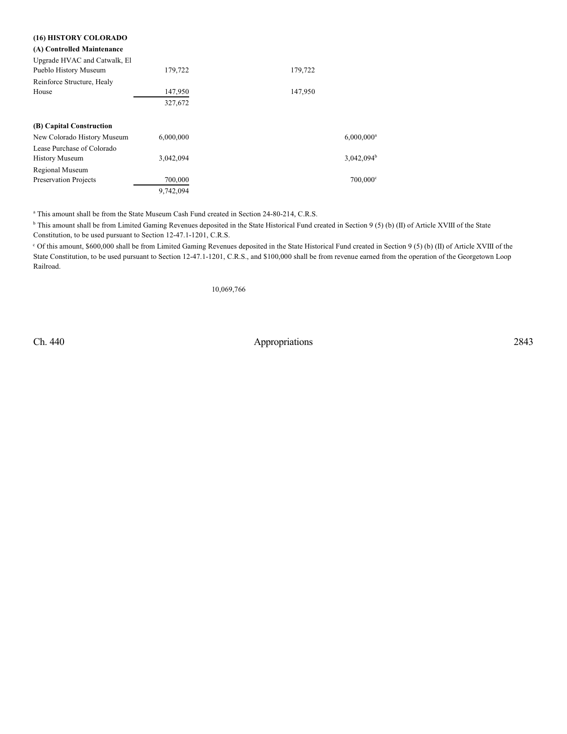**(16) HISTORY COLORADO**

**(A) Controlled Maintenance**

| | | | |
|---|---|---|---|
| Upgrade HVAC and Catwalk, El Pueblo History Museum | 179,722 | 179,722 | |
| Reinforce Structure, Healy House | 147,950 | 147,950 | |
| | 327,672 | | |

**(B) Capital Construction**

| | | | |
|---|---|---|---|
| New Colorado History Museum | 6,000,000 | | 6,000,000[a] |
| Lease Purchase of Colorado History Museum | 3,042,094 | | 3,042,094[b] |
| Regional Museum Preservation Projects | 700,000 | | 700,000[c] |
| | 9,742,094 | | |

[a] This amount shall be from the State Museum Cash Fund created in Section 24-80-214, C.R.S.

[b] This amount shall be from Limited Gaming Revenues deposited in the State Historical Fund created in Section 9 (5) (b) (II) of Article XVIII of the State Constitution, to be used pursuant to Section 12-47.1-1201, C.R.S.

[c] Of this amount, $600,000 shall be from Limited Gaming Revenues deposited in the State Historical Fund created in Section 9 (5) (b) (II) of Article XVIII of the State Constitution, to be used pursuant to Section 12-47.1-1201, C.R.S., and $100,000 shall be from revenue earned from the operation of the Georgetown Loop Railroad.

10,069,766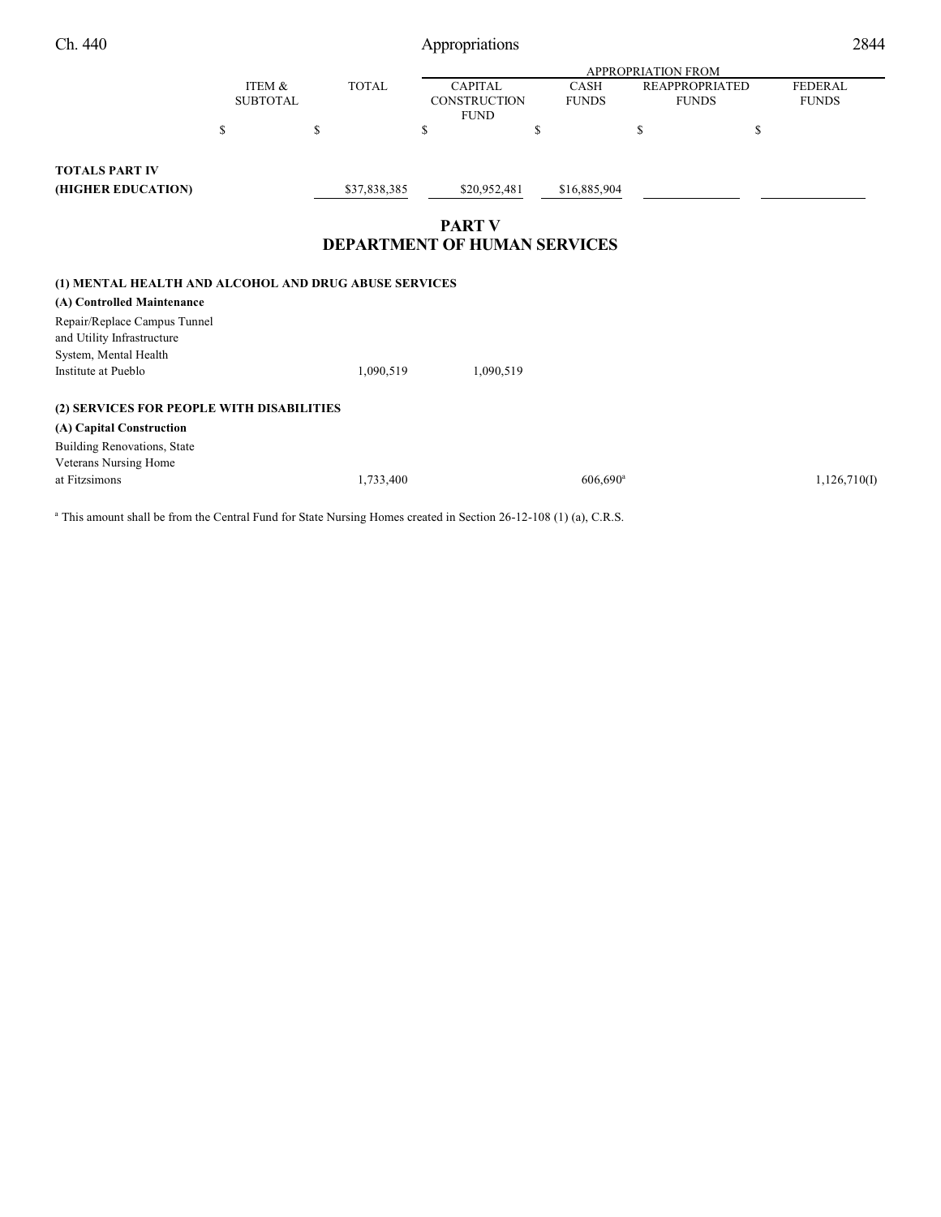| | ITEM & SUBTOTAL | TOTAL | APPROPRIATION FROM CAPITAL CONSTRUCTION FUND | CASH FUNDS | REAPPROPRIATED FUNDS | FEDERAL FUNDS |
|---|---|---|---|---|---|---|
| | $ | $ | $ | $ | $ | $ |
| **TOTALS PART IV (HIGHER EDUCATION)** | | $37,838,385 | $20,952,481 | $16,885,904 | | |

## PART V
## DEPARTMENT OF HUMAN SERVICES

| | ITEM & SUBTOTAL | TOTAL | CAPITAL CONSTRUCTION FUND | CASH FUNDS | REAPPROPRIATED FUNDS | FEDERAL FUNDS |
|---|---|---|---|---|---|---|
| **(1) MENTAL HEALTH AND ALCOHOL AND DRUG ABUSE SERVICES** | | | | | | |
| **(A) Controlled Maintenance** | | | | | | |
| Repair/Replace Campus Tunnel and Utility Infrastructure System, Mental Health Institute at Pueblo | | 1,090,519 | 1,090,519 | | | |
| **(2) SERVICES FOR PEOPLE WITH DISABILITIES** | | | | | | |
| **(A) Capital Construction** | | | | | | |
| Building Renovations, State Veterans Nursing Home at Fitzsimons | | 1,733,400 | | 606,690[a] | | 1,126,710(I) |

[a] This amount shall be from the Central Fund for State Nursing Homes created in Section 26-12-108 (1) (a), C.R.S.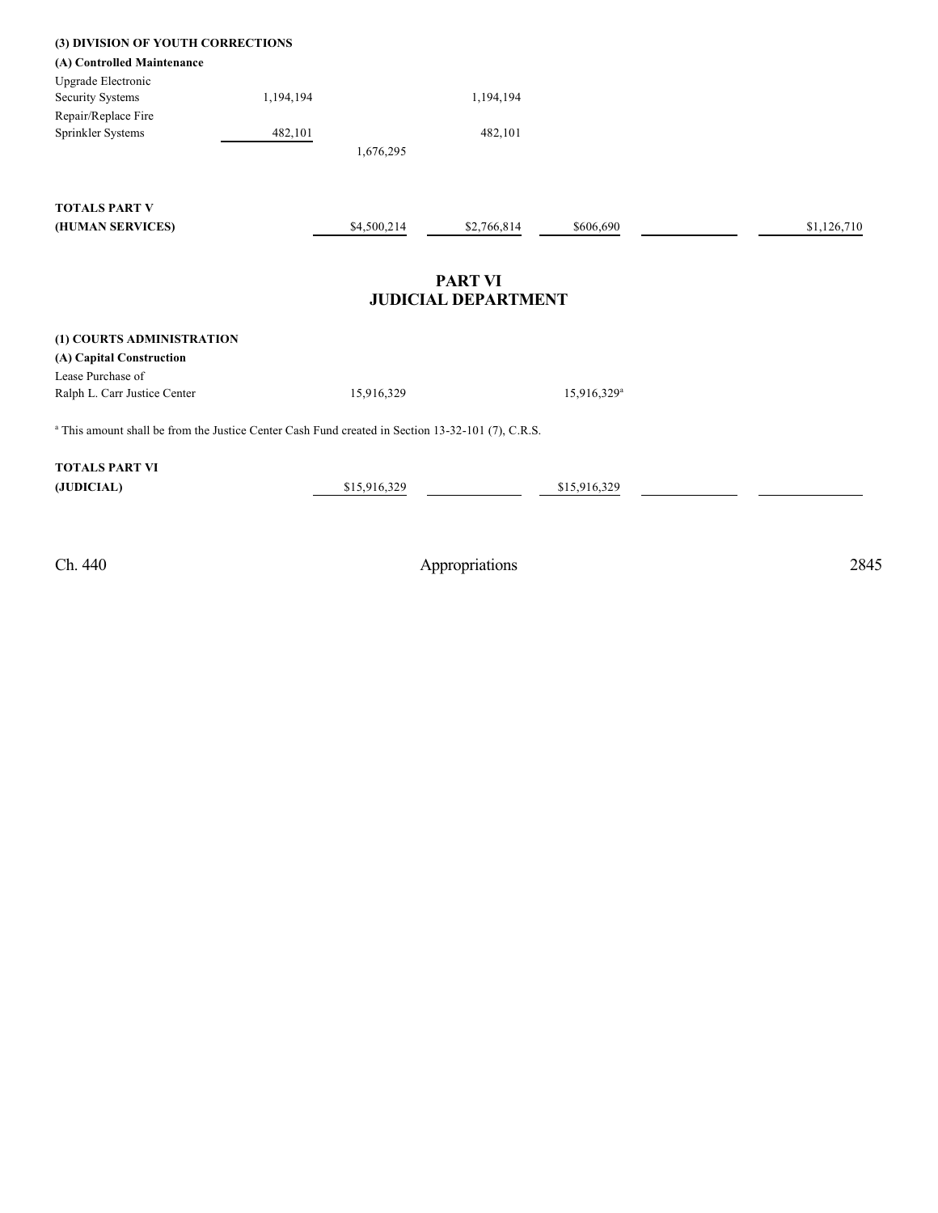| | | | | | | |
|---|---|---|---|---|---|---|
| **(3) DIVISION OF YOUTH CORRECTIONS** | | | | | | |
| **(A) Controlled Maintenance** | | | | | | |
| Upgrade Electronic Security Systems | 1,194,194 | | 1,194,194 | | | |
| Repair/Replace Fire Sprinkler Systems | 482,101 | | 482,101 | | | |
| | | 1,676,295 | | | | |
| **TOTALS PART V (HUMAN SERVICES)** | | $4,500,214 | $2,766,814 | $606,690 | | $1,126,710 |

## PART VI
## JUDICIAL DEPARTMENT

| | | | | | | |
|---|---|---|---|---|---|---|
| **(1) COURTS ADMINISTRATION** | | | | | | |
| **(A) Capital Construction** | | | | | | |
| Lease Purchase of Ralph L. Carr Justice Center | | 15,916,329 | | 15,916,329[a] | | |

[a] This amount shall be from the Justice Center Cash Fund created in Section 13-32-101 (7), C.R.S.

| | | | | | | |
|---|---|---|---|---|---|---|
| **TOTALS PART VI (JUDICIAL)** | | $15,916,329 | | $15,916,329 | | |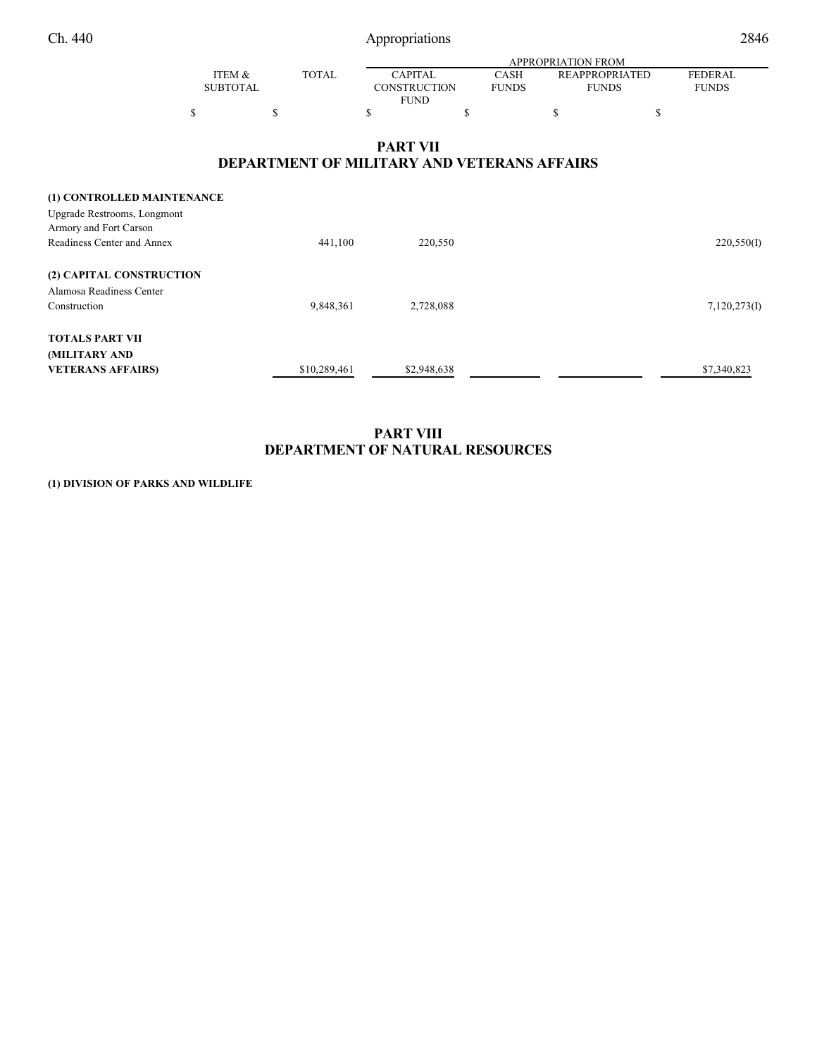| | ITEM & SUBTOTAL | TOTAL | APPROPRIATION FROM CAPITAL CONSTRUCTION FUND | CASH FUNDS | REAPPROPRIATED FUNDS | FEDERAL FUNDS |
|---|---|---|---|---|---|---|
| | $ | $ | $ | $ | $ | $ |

## PART VII
## DEPARTMENT OF MILITARY AND VETERANS AFFAIRS

| | ITEM & SUBTOTAL | TOTAL | CAPITAL CONSTRUCTION FUND | CASH FUNDS | REAPPROPRIATED FUNDS | FEDERAL FUNDS |
|---|---|---|---|---|---|---|
| **(1) CONTROLLED MAINTENANCE** | | | | | | |
| Upgrade Restrooms, Longmont Armory and Fort Carson Readiness Center and Annex | | 441,100 | 220,550 | | | 220,550(I) |
| **(2) CAPITAL CONSTRUCTION** | | | | | | |
| Alamosa Readiness Center Construction | | 9,848,361 | 2,728,088 | | | 7,120,273(I) |
| **TOTALS PART VII (MILITARY AND VETERANS AFFAIRS)** | | $10,289,461 | $2,948,638 | | | $7,340,823 |

## PART VIII
## DEPARTMENT OF NATURAL RESOURCES

**(1) DIVISION OF PARKS AND WILDLIFE**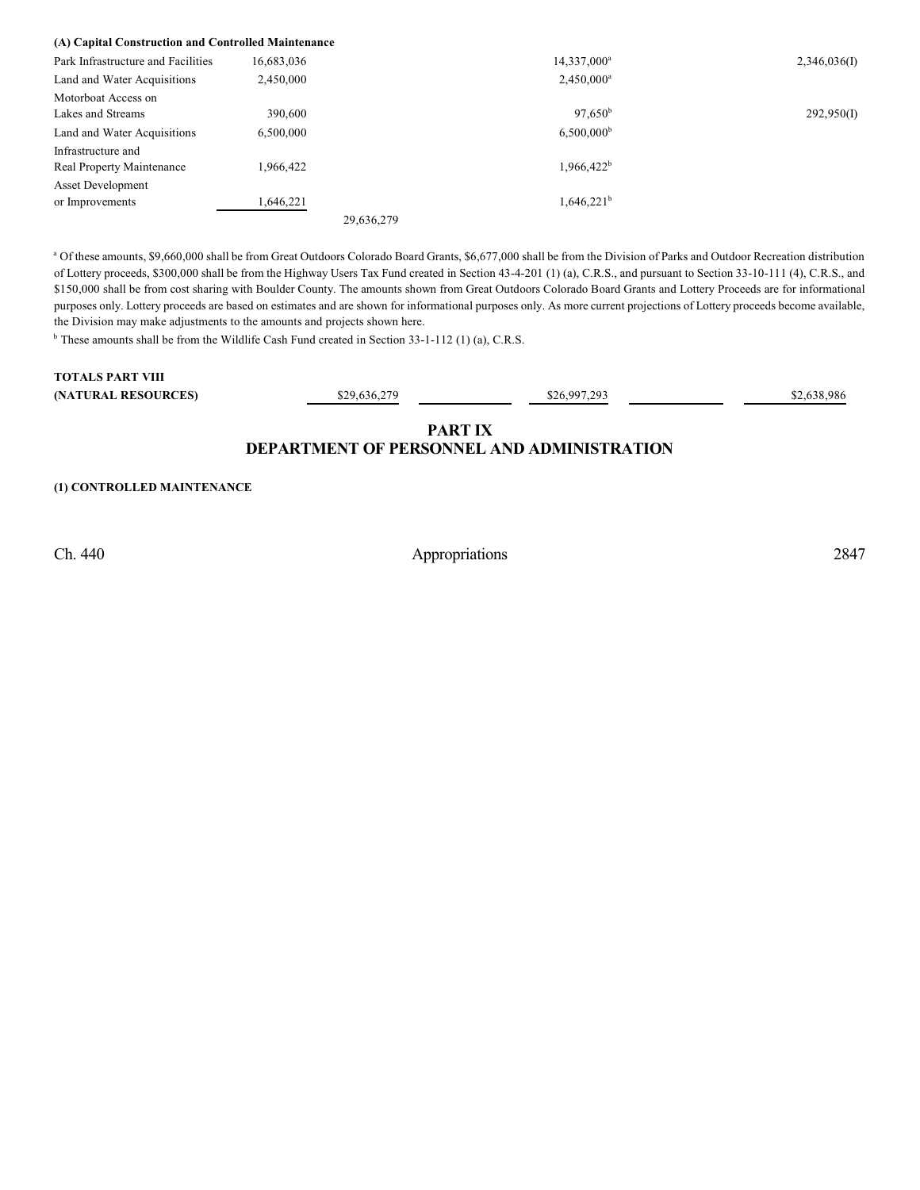**(A) Capital Construction and Controlled Maintenance**

| | | | | | |
|---|---|---|---|---|---|
| Park Infrastructure and Facilities | 16,683,036 | | 14,337,000[a] | | 2,346,036(I) |
| Land and Water Acquisitions | 2,450,000 | | 2,450,000[a] | | |
| Motorboat Access on Lakes and Streams | 390,600 | | 97,650[b] | | 292,950(I) |
| Land and Water Acquisitions | 6,500,000 | | 6,500,000[b] | | |
| Infrastructure and Real Property Maintenance | 1,966,422 | | 1,966,422[b] | | |
| Asset Development or Improvements | 1,646,221 | | 1,646,221[b] | | |
| | | 29,636,279 | | | |

[a] Of these amounts, $9,660,000 shall be from Great Outdoors Colorado Board Grants, $6,677,000 shall be from the Division of Parks and Outdoor Recreation distribution of Lottery proceeds, $300,000 shall be from the Highway Users Tax Fund created in Section 43-4-201 (1) (a), C.R.S., and pursuant to Section 33-10-111 (4), C.R.S., and $150,000 shall be from cost sharing with Boulder County. The amounts shown from Great Outdoors Colorado Board Grants and Lottery Proceeds are for informational purposes only. Lottery proceeds are based on estimates and are shown for informational purposes only. As more current projections of Lottery proceeds become available, the Division may make adjustments to the amounts and projects shown here.

[b] These amounts shall be from the Wildlife Cash Fund created in Section 33-1-112 (1) (a), C.R.S.

| | | | | | |
|---|---|---|---|---|---|
| **TOTALS PART VIII (NATURAL RESOURCES)** | $29,636,279 | | $26,997,293 | | $2,638,986 |

## PART IX
## DEPARTMENT OF PERSONNEL AND ADMINISTRATION

**(1) CONTROLLED MAINTENANCE**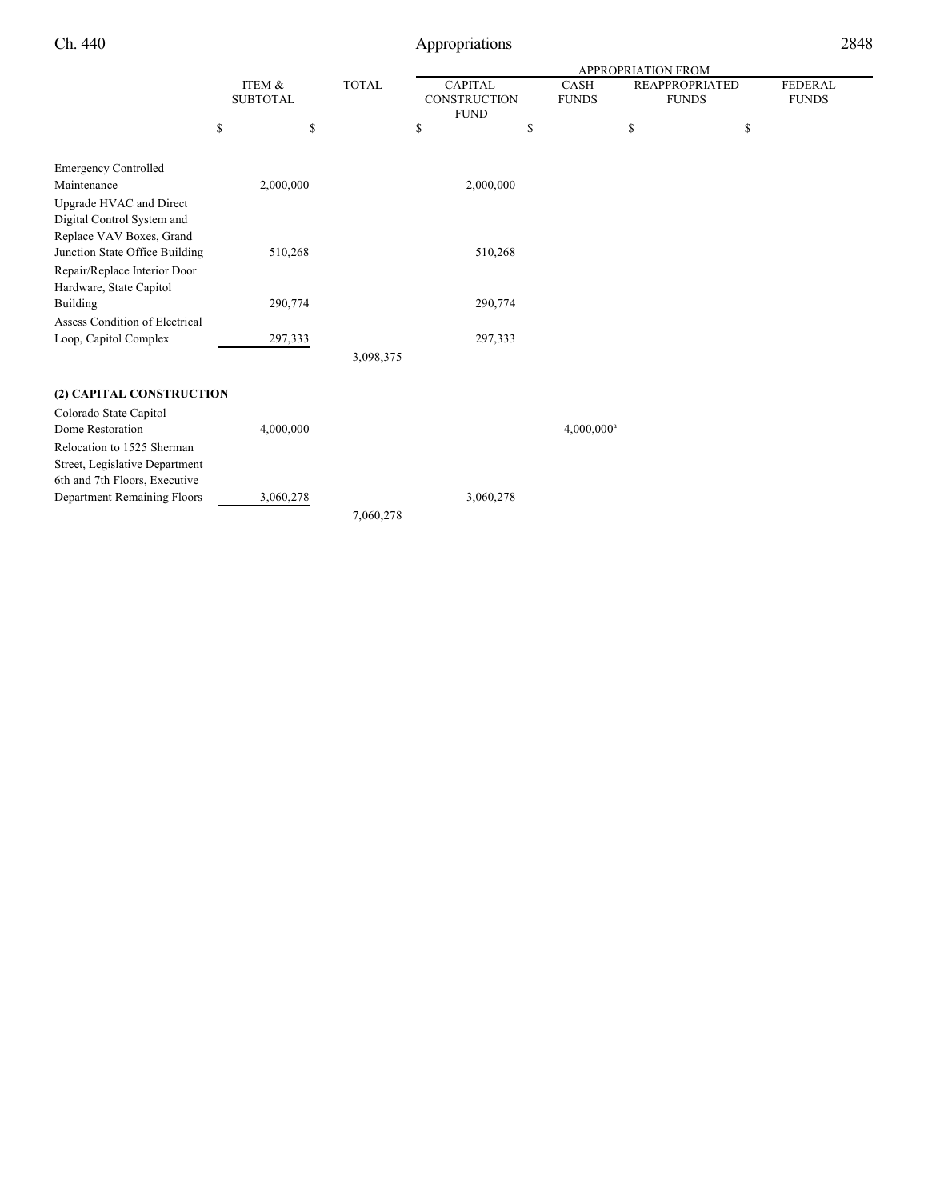| | ITEM & SUBTOTAL | TOTAL | APPROPRIATION FROM CAPITAL CONSTRUCTION FUND | CASH FUNDS | REAPPROPRIATED FUNDS | FEDERAL FUNDS |
|---|---|---|---|---|---|---|
| | $ | $ | $ | $ | $ | $ |
| Emergency Controlled Maintenance | 2,000,000 | | 2,000,000 | | | |
| Upgrade HVAC and Direct Digital Control System and Replace VAV Boxes, Grand Junction State Office Building | 510,268 | | 510,268 | | | |
| Repair/Replace Interior Door Hardware, State Capitol Building | 290,774 | | 290,774 | | | |
| Assess Condition of Electrical Loop, Capitol Complex | 297,333 | | 297,333 | | | |
| | | 3,098,375 | | | | |
| **(2) CAPITAL CONSTRUCTION** | | | | | | |
| Colorado State Capitol Dome Restoration | 4,000,000 | | | 4,000,000[a] | | |
| Relocation to 1525 Sherman Street, Legislative Department 6th and 7th Floors, Executive Department Remaining Floors | 3,060,278 | | 3,060,278 | | | |
| | | 7,060,278 | | | | |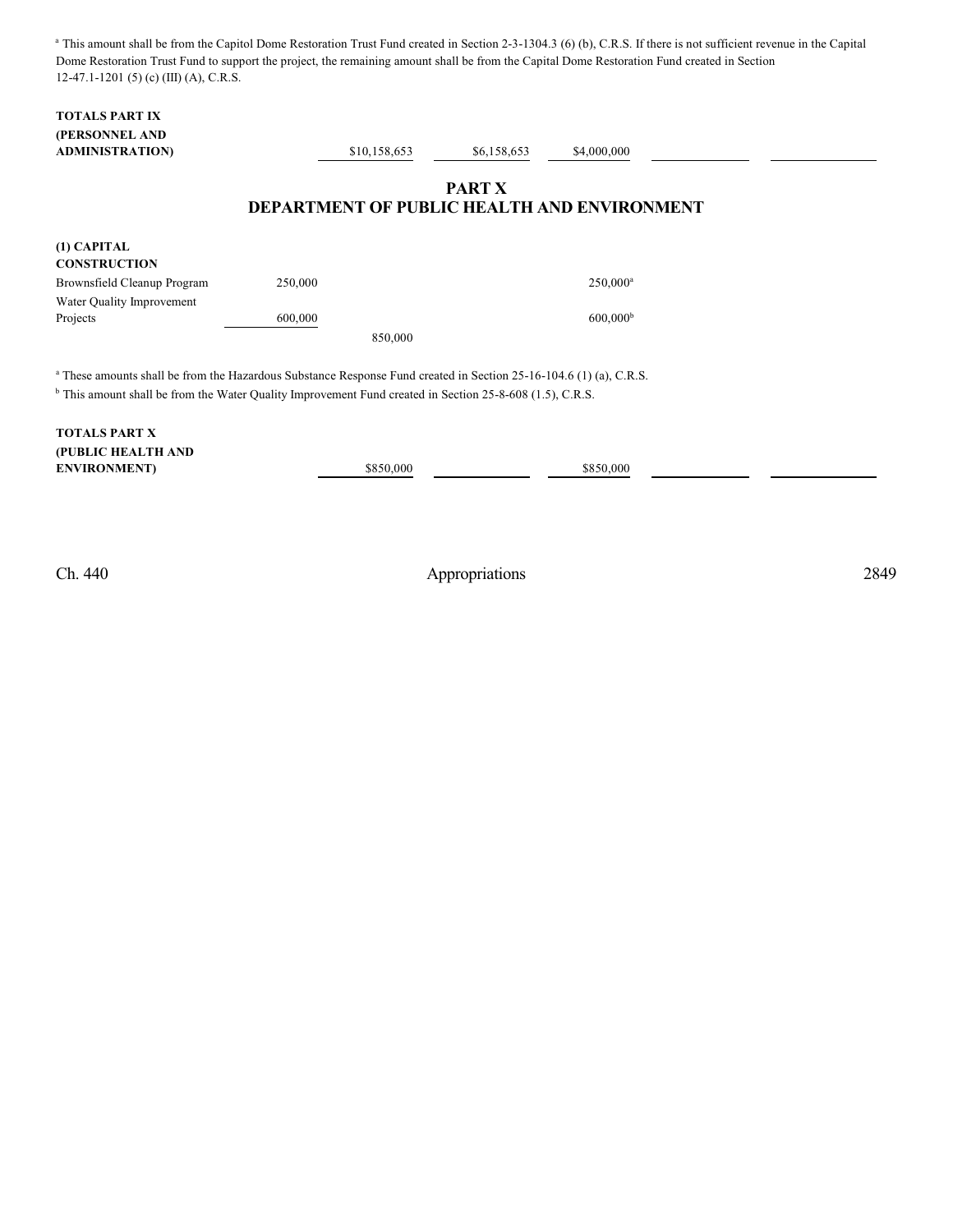[a] This amount shall be from the Capitol Dome Restoration Trust Fund created in Section 2-3-1304.3 (6) (b), C.R.S. If there is not sufficient revenue in the Capital Dome Restoration Trust Fund to support the project, the remaining amount shall be from the Capital Dome Restoration Fund created in Section 12-47.1-1201 (5) (c) (III) (A), C.R.S.

| | | | | | | |
|---|---|---|---|---|---|---|
| **TOTALS PART IX (PERSONNEL AND ADMINISTRATION)** | | $10,158,653 | $6,158,653 | $4,000,000 | | |

## PART X
## DEPARTMENT OF PUBLIC HEALTH AND ENVIRONMENT

| | | | | | | |
|---|---|---|---|---|---|---|
| **(1) CAPITAL CONSTRUCTION** | | | | | | |
| Brownsfield Cleanup Program | 250,000 | | | 250,000[a] | | |
| Water Quality Improvement Projects | 600,000 | | | 600,000[b] | | |
| | | 850,000 | | | | |

[a] These amounts shall be from the Hazardous Substance Response Fund created in Section 25-16-104.6 (1) (a), C.R.S.

[b] This amount shall be from the Water Quality Improvement Fund created in Section 25-8-608 (1.5), C.R.S.

| | | | | | | |
|---|---|---|---|---|---|---|
| **TOTALS PART X (PUBLIC HEALTH AND ENVIRONMENT)** | | $850,000 | | $850,000 | | |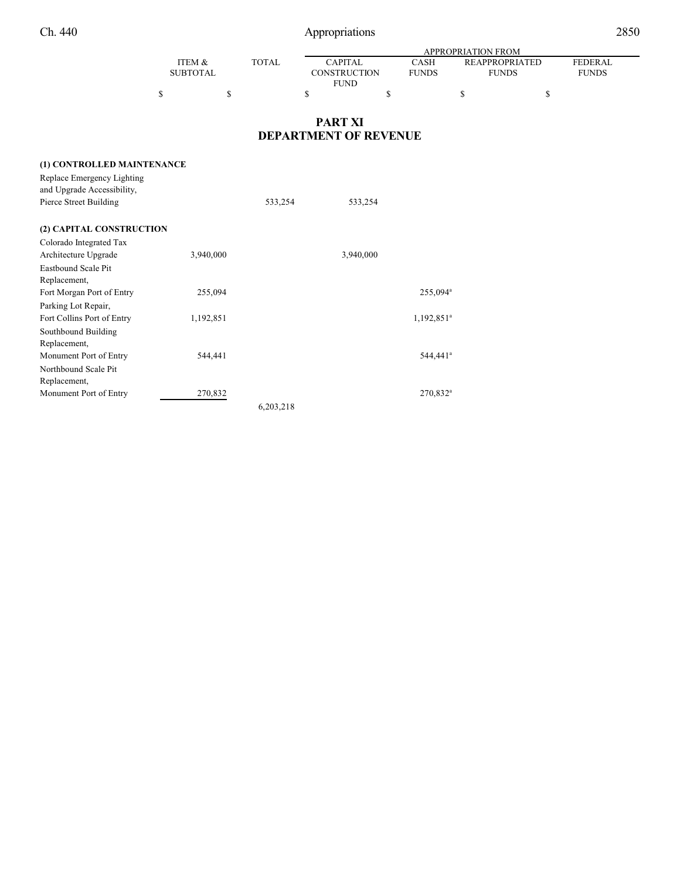## PART XI
## DEPARTMENT OF REVENUE

| | ITEM & SUBTOTAL | TOTAL | APPROPRIATION FROM CAPITAL CONSTRUCTION FUND | CASH FUNDS | REAPPROPRIATED FUNDS | FEDERAL FUNDS |
|---|---|---|---|---|---|---|
| | $ | $ | $ | $ | $ | $ |
| **(1) CONTROLLED MAINTENANCE** | | | | | | |
| Replace Emergency Lighting and Upgrade Accessibility, Pierce Street Building | | 533,254 | 533,254 | | | |
| **(2) CAPITAL CONSTRUCTION** | | | | | | |
| Colorado Integrated Tax Architecture Upgrade | 3,940,000 | | 3,940,000 | | | |
| Eastbound Scale Pit Replacement, Fort Morgan Port of Entry | 255,094 | | | 255,094[a] | | |
| Parking Lot Repair, Fort Collins Port of Entry | 1,192,851 | | | 1,192,851[a] | | |
| Southbound Building Replacement, Monument Port of Entry | 544,441 | | | 544,441[a] | | |
| Northbound Scale Pit Replacement, Monument Port of Entry | 270,832 | | | 270,832[a] | | |
| | | 6,203,218 | | | | |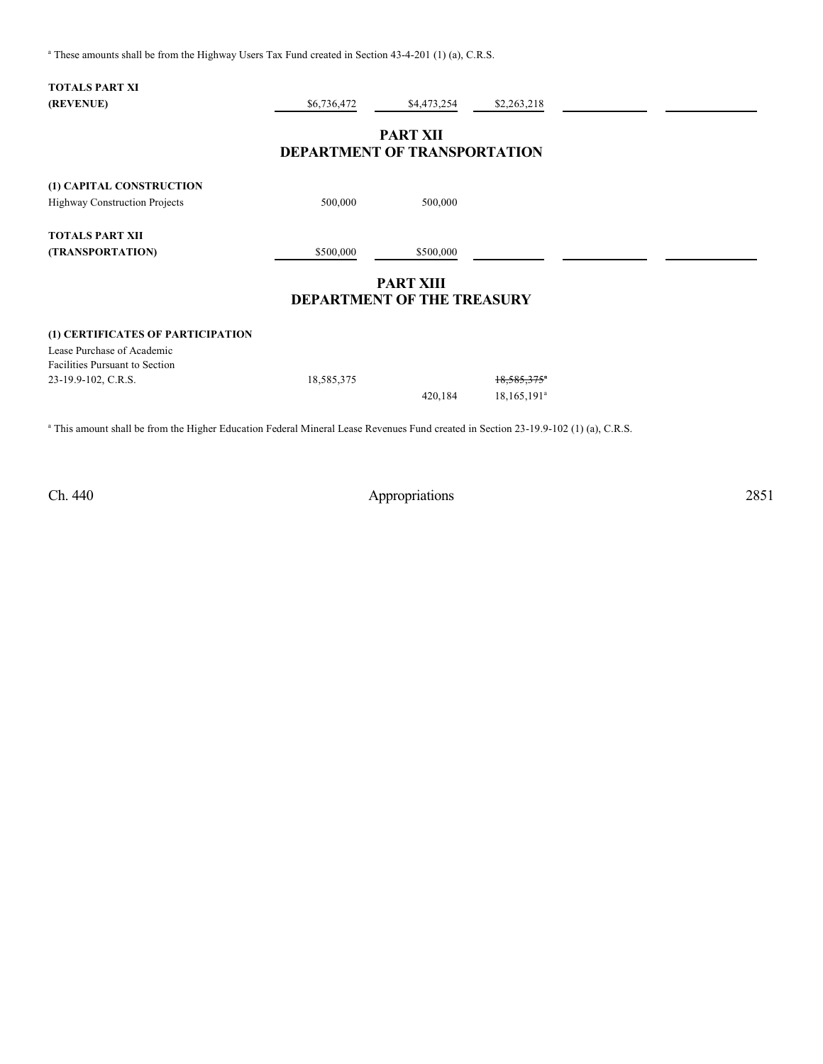[a] These amounts shall be from the Highway Users Tax Fund created in Section 43-4-201 (1) (a), C.R.S.

| | | | | | |
|---|---|---|---|---|---|
| **TOTALS PART XI (REVENUE)** | $6,736,472 | $4,473,254 | $2,263,218 | | |

## PART XII
## DEPARTMENT OF TRANSPORTATION

| | | | | | |
|---|---|---|---|---|---|
| **(1) CAPITAL CONSTRUCTION** | | | | | |
| Highway Construction Projects | 500,000 | 500,000 | | | |
| **TOTALS PART XII (TRANSPORTATION)** | $500,000 | $500,000 | | | |

## PART XIII
## DEPARTMENT OF THE TREASURY

| | | | | | |
|---|---|---|---|---|---|
| **(1) CERTIFICATES OF PARTICIPATION** | | | | | |
| Lease Purchase of Academic Facilities Pursuant to Section 23-19.9-102, C.R.S. | 18,585,375 | | ~~18,585,375~~[a] | | |
| | | 420,184 | 18,165,191[a] | | |

[a] This amount shall be from the Higher Education Federal Mineral Lease Revenues Fund created in Section 23-19.9-102 (1) (a), C.R.S.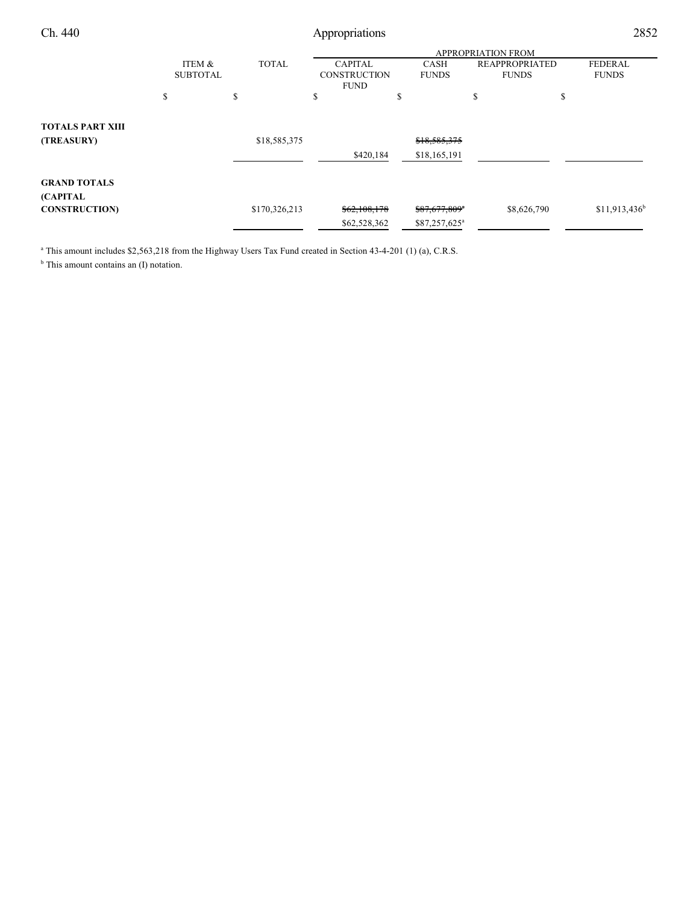| | ITEM & SUBTOTAL | TOTAL | APPROPRIATION FROM | | | |
|---|---|---|---|---|---|---|
| | | | CAPITAL CONSTRUCTION FUND | CASH FUNDS | REAPPROPRIATED FUNDS | FEDERAL FUNDS |
| | $ | $ | $ | $ | $ | $ |
| **TOTALS PART XIII (TREASURY)** | | $18,585,375 | $420,184 | ~~$18,585,375~~ $18,165,191 | | |
| **GRAND TOTALS (CAPITAL CONSTRUCTION)** | | $170,326,213 | ~~$62,108,178~~ $62,528,362 | ~~$87,677,809~~[a] $87,257,625[a] | $8,626,790 | $11,913,436[b] |

[a] This amount includes $2,563,218 from the Highway Users Tax Fund created in Section 43-4-201 (1) (a), C.R.S.

[b] This amount contains an (I) notation.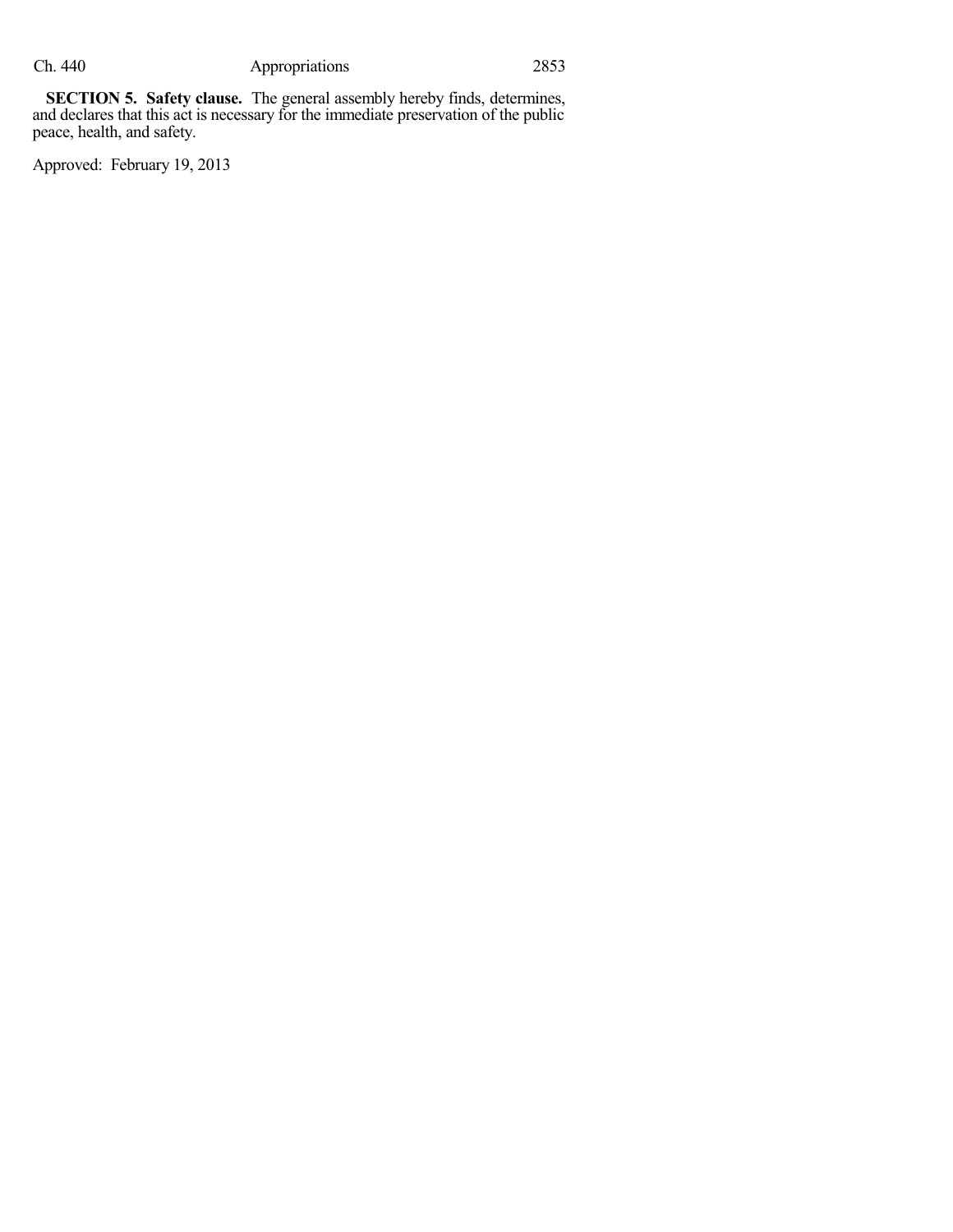**SECTION 5. Safety clause.** The general assembly hereby finds, determines, and declares that this act is necessary for the immediate preservation of the public peace, health, and safety.

Approved: February 19, 2013